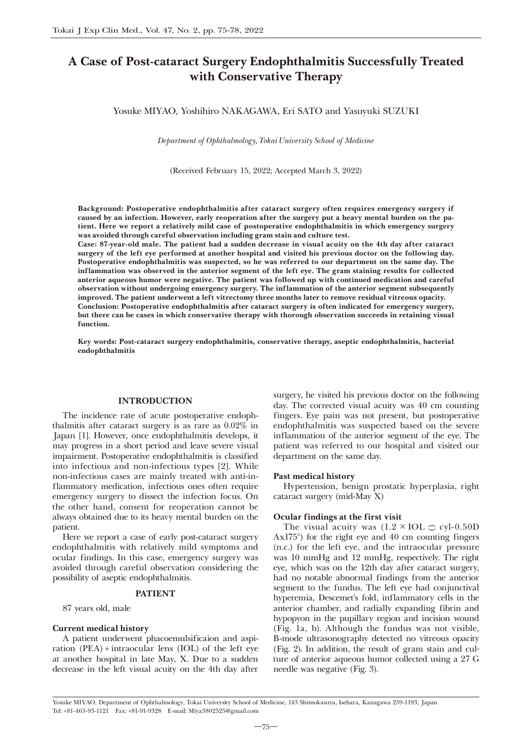# A Case of Post-cataract Surgery Endophthalmitis Successfully Treated with Conservative Therapy

Yosuke MIYAO, Yoshihiro NAKAGAWA, Eri SATO and Yasuyuki SUZUKI

*Department of Ophthalmology, Tokai University School of Medicine*

(Received February 15, 2022; Accepted March 3, 2022)

**Background: Postoperative endophthalmitis after cataract surgery often requires emergency surgery if caused by an infection. However, early reoperation after the surgery put a heavy mental burden on the patient. Here we report a relatively mild case of postoperative endophthalmitis in which emergency surgery was avoided through careful observation including gram stain and culture test.**

**Case: 87-year-old male. The patient had a sudden decrease in visual acuity on the 4th day after cataract surgery of the left eye performed at another hospital and visited his previous doctor on the following day. Postoperative endophthalmitis was suspected, so he was referred to our department on the same day. The inflammation was observed in the anterior segment of the left eye. The gram staining results for collected anterior aqueous humor were negative. The patient was followed up with continued medication and careful observation without undergoing emergency surgery. The inflammation of the anterior segment subsequently improved. The patient underwent a left vitrectomy three months later to remove residual vitreous opacity.**

**Conclusion: Postoperative endophthalmitis after cataract surgery is often indicated for emergency surgery, but there can be cases in which conservative therapy with thorough observation succeeds in retaining visual function.**

**Key words: Post-cataract surgery endophthalmitis, conservative therapy, aseptic endophthalmitis, bacterial endophthalmitis**

## INTRODUCTION

The incidence rate of acute postoperative endophthalmitis after cataract surgery is as rare as 0.02% in Japan [1]. However, once endophthalmitis develops, it may progress in a short period and leave severe visual impairment. Postoperative endophthalmitis is classified into infectious and non-infectious types [2]. While non-infectious cases are mainly treated with anti-inflammatory medication, infectious ones often require emergency surgery to dissect the infection focus. On the other hand, consent for reoperation cannot be always obtained due to its heavy mental burden on the patient.

Here we report a case of early post-cataract surgery endophthalmitis with relatively mild symptoms and ocular findings. In this case, emergency surgery was avoided through careful observation considering the possibility of aseptic endophthalmitis.

## PATIENT

87 years old, male

### Current medical history

A patient underwent phacoemulsificaion and aspiration (PEA) + intraocular lens (IOL) of the left eye at another hospital in late May, X. Due to a sudden decrease in the left visual acuity on the 4th day after surgery, he visited his previous doctor on the following day. The corrected visual acuity was 40 cm counting fingers. Eye pain was not present, but postoperative endophthalmitis was suspected based on the severe inflammation of the anterior segment of the eye. The patient was referred to our hospital and visited our department on the same day.

### Past medical history

Hypertension, benign prostatic hyperplasia, right cataract surgery (mid-May X)

### Ocular findings at the first visit

The visual acuity was (1.2 × IOL ⊃ cyl-0.50D Ax175°) for the right eye and 40 cm counting fingers (n.c.) for the left eye, and the intraocular pressure was 10 mmHg and 12 mmHg, respectively. The right eye, which was on the 12th day after cataract surgery, had no notable abnormal findings from the anterior segment to the fundus. The left eye had conjunctival hyperemia, Descemet's fold, inflammatory cells in the anterior chamber, and radially expanding fibrin and hypopyon in the pupillary region and incision wound (Fig. 1a, b). Although the fundus was not visible, B-mode ultrasonography detected no vitreous opacity (Fig. 2). In addition, the result of gram stain and culture of anterior aqueous humor collected using a 27 G needle was negative (Fig. 3).

Yosuke MIYAO, Department of Ophthalmology, Tokai University School of Medicine, 143 Shimokasuya, Isehara, Kanagawa 259-1193, Japan Tel: +81-463-93-1121 Fax: +81-91-9328 E-mail: Miya3802525@gmail.com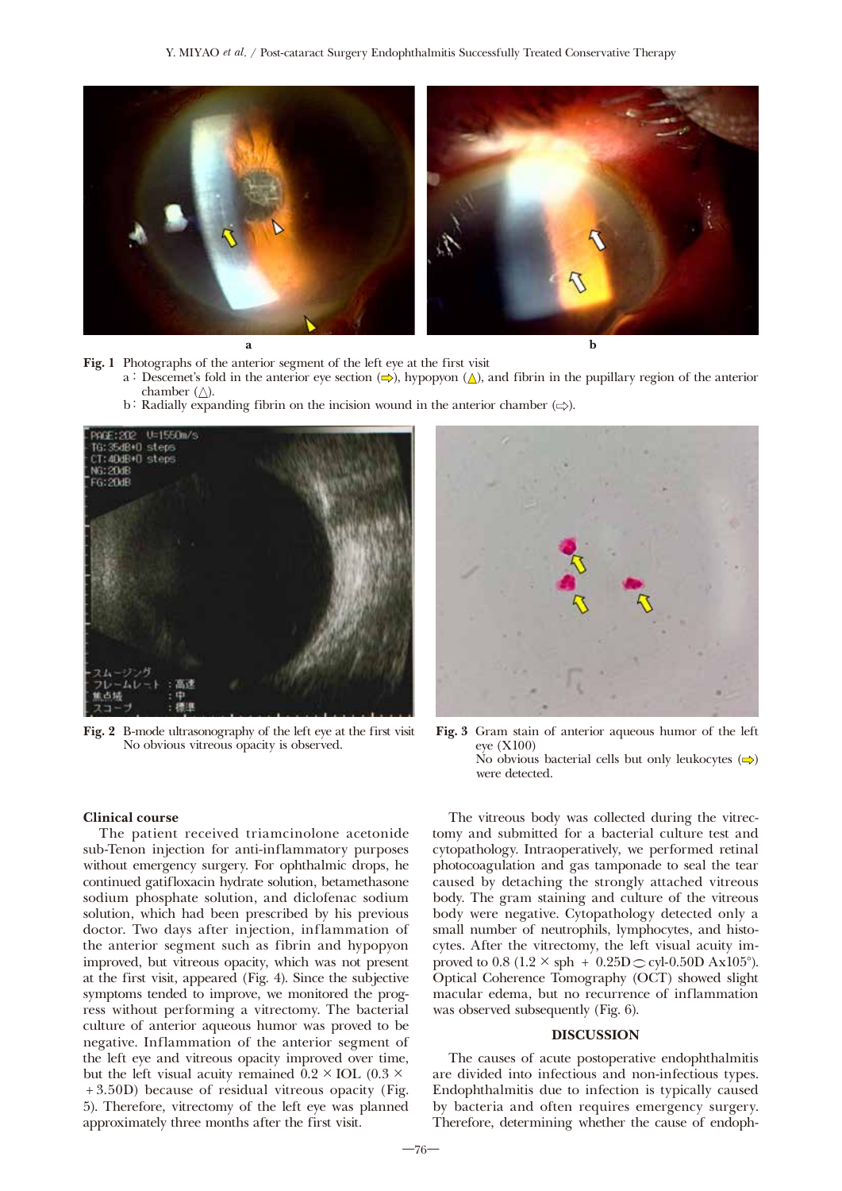**Fig. 1** Photographs of the anterior segment of the left eye at the first visit

a : Descemet's fold in the anterior eye section (⇨), hypopyon (△), and fibrin in the pupillary region of the anterior chamber (△).

b : Radially expanding fibrin on the incision wound in the anterior chamber (⇨).

**Fig. 2** B-mode ultrasonography of the left eye at the first visit
No obvious vitreous opacity is observed.

**Fig. 3** Gram stain of anterior aqueous humor of the left eye (X100)
No obvious bacterial cells but only leukocytes (⇨) were detected.

**Clinical course**

The patient received triamcinolone acetonide sub-Tenon injection for anti-inflammatory purposes without emergency surgery. For ophthalmic drops, he continued gatifloxacin hydrate solution, betamethasone sodium phosphate solution, and diclofenac sodium solution, which had been prescribed by his previous doctor. Two days after injection, inflammation of the anterior segment such as fibrin and hypopyon improved, but vitreous opacity, which was not present at the first visit, appeared (Fig. 4). Since the subjective symptoms tended to improve, we monitored the progress without performing a vitrectomy. The bacterial culture of anterior aqueous humor was proved to be negative. Inflammation of the anterior segment of the left eye and vitreous opacity improved over time, but the left visual acuity remained 0.2 × IOL (0.3 × +3.50D) because of residual vitreous opacity (Fig. 5). Therefore, vitrectomy of the left eye was planned approximately three months after the first visit.

The vitreous body was collected during the vitrectomy and submitted for a bacterial culture test and cytopathology. Intraoperatively, we performed retinal photocoagulation and gas tamponade to seal the tear caused by detaching the strongly attached vitreous body. The gram staining and culture of the vitreous body were negative. Cytopathology detected only a small number of neutrophils, lymphocytes, and histocytes. After the vitrectomy, the left visual acuity improved to 0.8 (1.2 × sph + 0.25D ⊃ cyl-0.50D Ax105°). Optical Coherence Tomography (OCT) showed slight macular edema, but no recurrence of inflammation was observed subsequently (Fig. 6).

## DISCUSSION

The causes of acute postoperative endophthalmitis are divided into infectious and non-infectious types. Endophthalmitis due to infection is typically caused by bacteria and often requires emergency surgery. Therefore, determining whether the cause of endoph-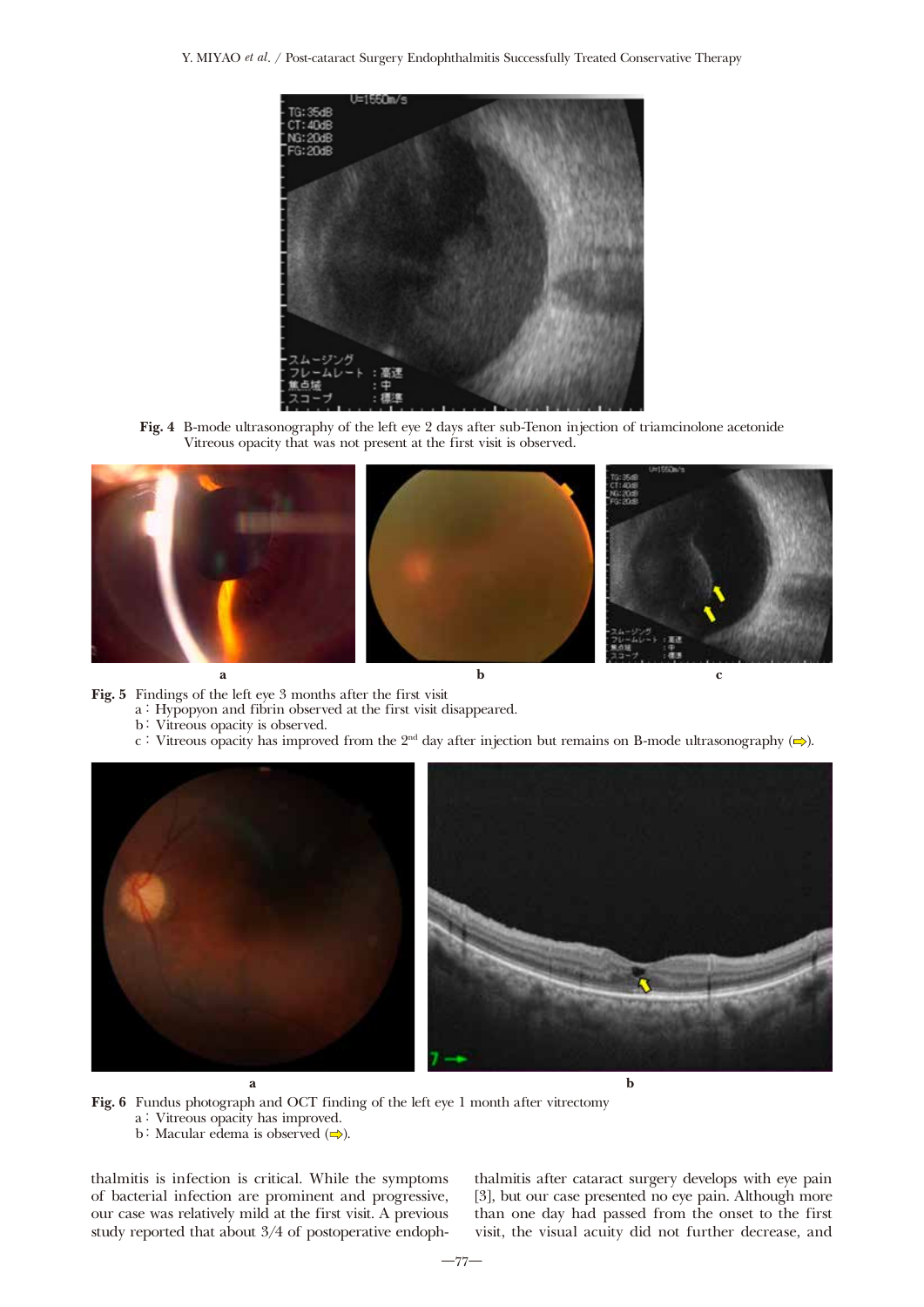Fig. 4 B-mode ultrasonography of the left eye 2 days after sub-Tenon injection of triamcinolone acetonide Vitreous opacity that was not present at the first visit is observed.

Fig. 5 Findings of the left eye 3 months after the first visit
a : Hypopyon and fibrin observed at the first visit disappeared.
b : Vitreous opacity is observed.
c : Vitreous opacity has improved from the 2[nd] day after injection but remains on B-mode ultrasonography (⇨).

Fig. 6 Fundus photograph and OCT finding of the left eye 1 month after vitrectomy
a : Vitreous opacity has improved.
b : Macular edema is observed (⇨).

thalmitis is infection is critical. While the symptoms of bacterial infection are prominent and progressive, our case was relatively mild at the first visit. A previous study reported that about 3/4 of postoperative endophthalmitis after cataract surgery develops with eye pain [3], but our case presented no eye pain. Although more than one day had passed from the onset to the first visit, the visual acuity did not further decrease, and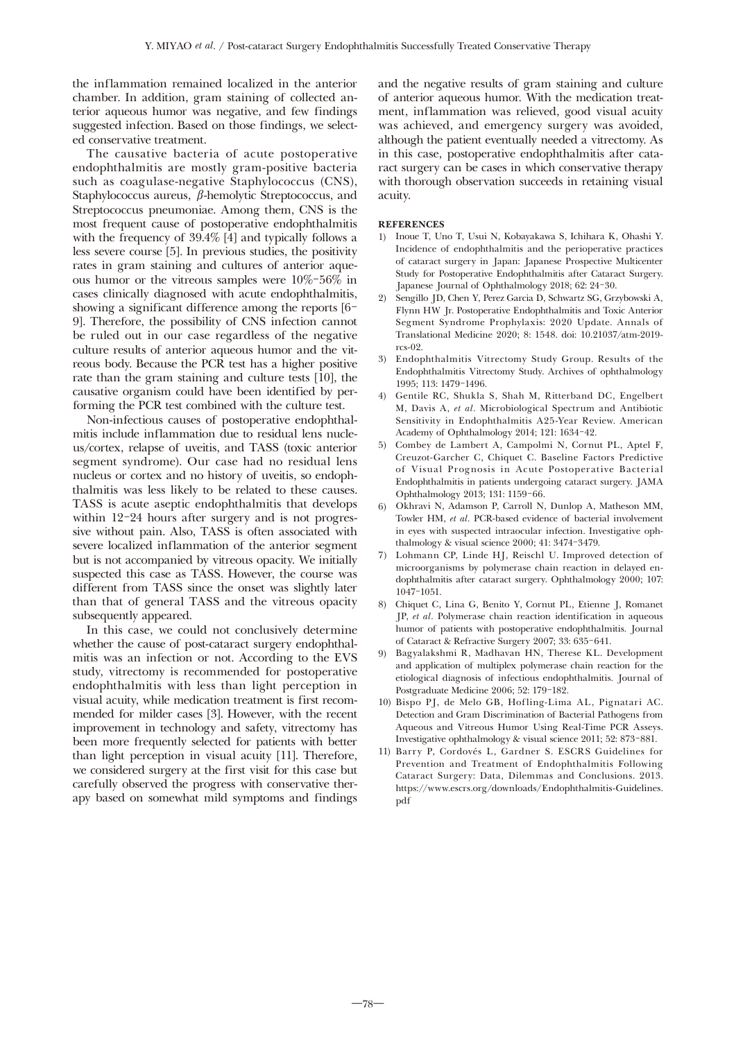the inflammation remained localized in the anterior chamber. In addition, gram staining of collected anterior aqueous humor was negative, and few findings suggested infection. Based on those findings, we selected conservative treatment.

The causative bacteria of acute postoperative endophthalmitis are mostly gram-positive bacteria such as coagulase-negative Staphylococcus (CNS), Staphylococcus aureus, $\beta$-hemolytic Streptococcus, and Streptococcus pneumoniae. Among them, CNS is the most frequent cause of postoperative endophthalmitis with the frequency of 39.4% [4] and typically follows a less severe course [5]. In previous studies, the positivity rates in gram staining and cultures of anterior aqueous humor or the vitreous samples were 10%-56% in cases clinically diagnosed with acute endophthalmitis, showing a significant difference among the reports [6-9]. Therefore, the possibility of CNS infection cannot be ruled out in our case regardless of the negative culture results of anterior aqueous humor and the vitreous body. Because the PCR test has a higher positive rate than the gram staining and culture tests [10], the causative organism could have been identified by performing the PCR test combined with the culture test.

Non-infectious causes of postoperative endophthalmitis include inflammation due to residual lens nucleus/cortex, relapse of uveitis, and TASS (toxic anterior segment syndrome). Our case had no residual lens nucleus or cortex and no history of uveitis, so endophthalmitis was less likely to be related to these causes. TASS is acute aseptic endophthalmitis that develops within 12-24 hours after surgery and is not progressive without pain. Also, TASS is often associated with severe localized inflammation of the anterior segment but is not accompanied by vitreous opacity. We initially suspected this case as TASS. However, the course was different from TASS since the onset was slightly later than that of general TASS and the vitreous opacity subsequently appeared.

In this case, we could not conclusively determine whether the cause of post-cataract surgery endophthalmitis was an infection or not. According to the EVS study, vitrectomy is recommended for postoperative endophthalmitis with less than light perception in visual acuity, while medication treatment is first recommended for milder cases [3]. However, with the recent improvement in technology and safety, vitrectomy has been more frequently selected for patients with better than light perception in visual acuity [11]. Therefore, we considered surgery at the first visit for this case but carefully observed the progress with conservative therapy based on somewhat mild symptoms and findings and the negative results of gram staining and culture of anterior aqueous humor. With the medication treatment, inflammation was relieved, good visual acuity was achieved, and emergency surgery was avoided, although the patient eventually needed a vitrectomy. As in this case, postoperative endophthalmitis after cataract surgery can be cases in which conservative therapy with thorough observation succeeds in retaining visual acuity.

## REFERENCES

1) Inoue T, Uno T, Usui N, Kobayakawa S, Ichihara K, Ohashi Y. Incidence of endophthalmitis and the perioperative practices of cataract surgery in Japan: Japanese Prospective Multicenter Study for Postoperative Endophthalmitis after Cataract Surgery. Japanese Journal of Ophthalmology 2018; 62: 24-30.
2) Sengillo JD, Chen Y, Perez Garcia D, Schwartz SG, Grzybowski A, Flynn HW Jr. Postoperative Endophthalmitis and Toxic Anterior Segment Syndrome Prophylaxis: 2020 Update. Annals of Translational Medicine 2020; 8: 1548. doi: 10.21037/atm-2019-rcs-02.
3) Endophthalmitis Vitrectomy Study Group. Results of the Endophthalmitis Vitrectomy Study. Archives of ophthalmology 1995; 113: 1479-1496.
4) Gentile RC, Shukla S, Shah M, Ritterband DC, Engelbert M, Davis A, *et al*. Microbiological Spectrum and Antibiotic Sensitivity in Endophthalmitis A25-Year Review. American Academy of Ophthalmology 2014; 121: 1634-42.
5) Combey de Lambert A, Campolmi N, Cornut PL, Aptel F, Creuzot-Garcher C, Chiquet C. Baseline Factors Predictive of Visual Prognosis in Acute Postoperative Bacterial Endophthalmitis in patients undergoing cataract surgery. JAMA Ophthalmology 2013; 131: 1159-66.
6) Okhravi N, Adamson P, Carroll N, Dunlop A, Matheson MM, Towler HM, *et al*. PCR-based evidence of bacterial involvement in eyes with suspected intraocular infection. Investigative ophthalmology & visual science 2000; 41: 3474-3479.
7) Lohmann CP, Linde HJ, Reischl U. Improved detection of microorganisms by polymerase chain reaction in delayed endophthalmitis after cataract surgery. Ophthalmology 2000; 107: 1047-1051.
8) Chiquet C, Lina G, Benito Y, Cornut PL, Etienne J, Romanet JP, *et al*. Polymerase chain reaction identification in aqueous humor of patients with postoperative endophthalmitis. Journal of Cataract & Refractive Surgery 2007; 33: 635-641.
9) Bagyalakshmi R, Madhavan HN, Therese KL. Development and application of multiplex polymerase chain reaction for the etiological diagnosis of infectious endophthalmitis. Journal of Postgraduate Medicine 2006; 52: 179-182.
10) Bispo PJ, de Melo GB, Hofling-Lima AL, Pignatari AC. Detection and Gram Discrimination of Bacterial Pathogens from Aqueous and Vitreous Humor Using Real-Time PCR Asseys. Investigative ophthalmology & visual science 2011; 52: 873-881.
11) Barry P, Cordovés L, Gardner S. ESCRS Guidelines for Prevention and Treatment of Endophthalmitis Following Cataract Surgery: Data, Dilemmas and Conclusions. 2013. https://www.escrs.org/downloads/Endophthalmitis-Guidelines.pdf